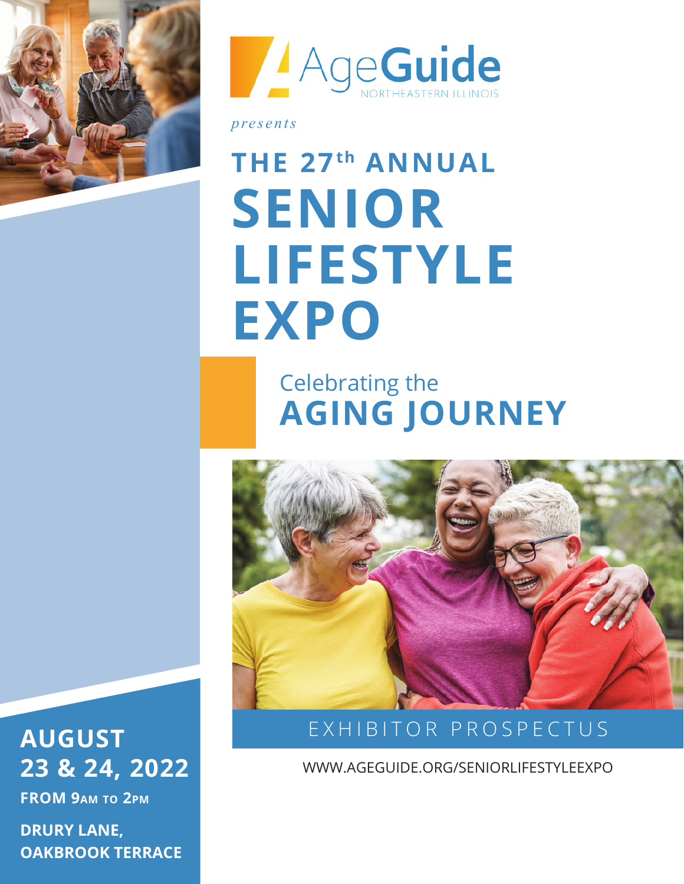AgeGuide
NORTHEASTERN ILLINOIS

*presents*

# THE 27th ANNUAL SENIOR LIFESTYLE EXPO

## Celebrating the AGING JOURNEY

EXHIBITOR PROSPECTUS

WWW.AGEGUIDE.ORG/SENIORLIFESTYLEEXPO

**AUGUST 23 & 24, 2022**

**FROM 9AM TO 2PM**

**DRURY LANE, OAKBROOK TERRACE**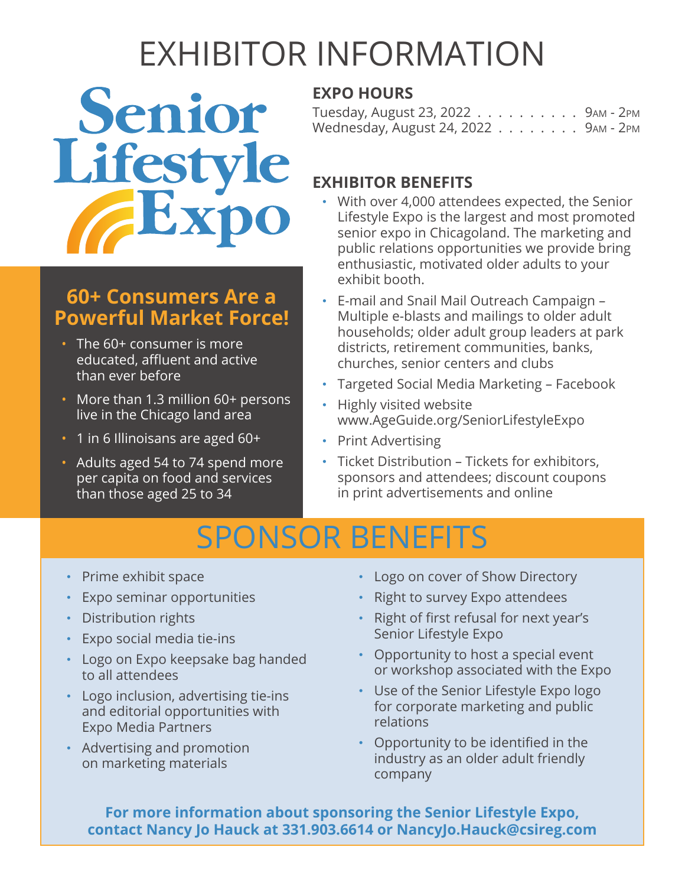# EXHIBITOR INFORMATION

Senior Lifestyle Expo

## EXPO HOURS

Tuesday, August 23, 2022 . . . . . . . . . . 9AM - 2PM
Wednesday, August 24, 2022 . . . . . . . . 9AM - 2PM

## 60+ Consumers Are a Powerful Market Force!

- The 60+ consumer is more educated, affluent and active than ever before
- More than 1.3 million 60+ persons live in the Chicago land area
- 1 in 6 Illinoisans are aged 60+
- Adults aged 54 to 74 spend more per capita on food and services than those aged 25 to 34

## EXHIBITOR BENEFITS

- With over 4,000 attendees expected, the Senior Lifestyle Expo is the largest and most promoted senior expo in Chicagoland. The marketing and public relations opportunities we provide bring enthusiastic, motivated older adults to your exhibit booth.
- E-mail and Snail Mail Outreach Campaign – Multiple e-blasts and mailings to older adult households; older adult group leaders at park districts, retirement communities, banks, churches, senior centers and clubs
- Targeted Social Media Marketing – Facebook
- Highly visited website www.AgeGuide.org/SeniorLifestyleExpo
- Print Advertising
- Ticket Distribution – Tickets for exhibitors, sponsors and attendees; discount coupons in print advertisements and online

# SPONSOR BENEFITS

- Prime exhibit space
- Expo seminar opportunities
- Distribution rights
- Expo social media tie-ins
- Logo on Expo keepsake bag handed to all attendees
- Logo inclusion, advertising tie-ins and editorial opportunities with Expo Media Partners
- Advertising and promotion on marketing materials
- Logo on cover of Show Directory
- Right to survey Expo attendees
- Right of first refusal for next year's Senior Lifestyle Expo
- Opportunity to host a special event or workshop associated with the Expo
- Use of the Senior Lifestyle Expo logo for corporate marketing and public relations
- Opportunity to be identified in the industry as an older adult friendly company

**For more information about sponsoring the Senior Lifestyle Expo, contact Nancy Jo Hauck at 331.903.6614 or NancyJo.Hauck@csireg.com**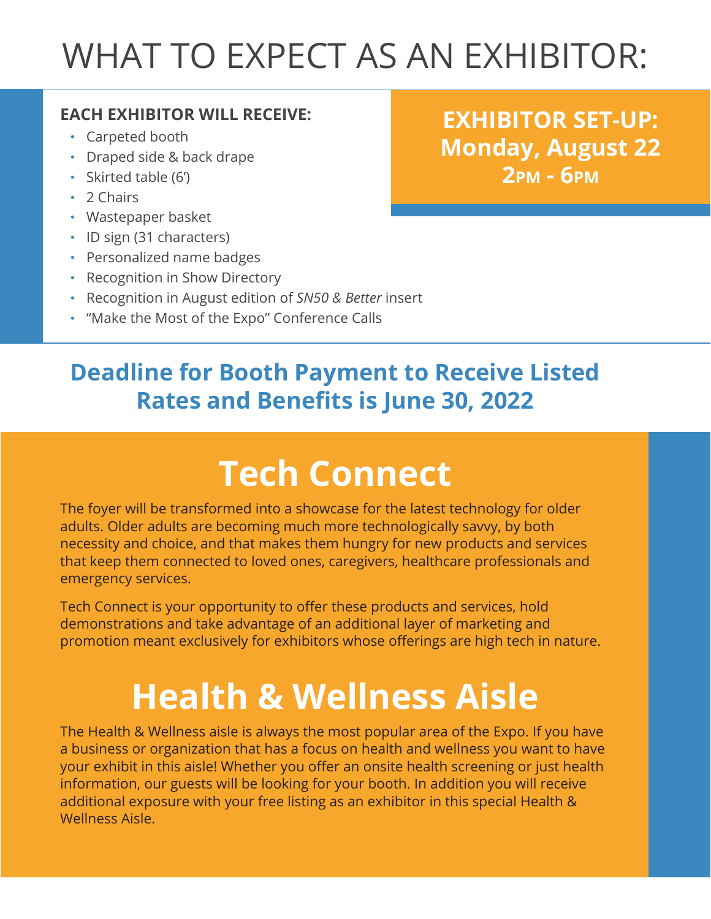# WHAT TO EXPECT AS AN EXHIBITOR:

**EACH EXHIBITOR WILL RECEIVE:**

- Carpeted booth
- Draped side & back drape
- Skirted table (6')
- 2 Chairs
- Wastepaper basket
- ID sign (31 characters)
- Personalized name badges
- Recognition in Show Directory
- Recognition in August edition of *SN50 & Better* insert
- "Make the Most of the Expo" Conference Calls

**EXHIBITOR SET-UP:**
**Monday, August 22**
**2PM - 6PM**

## Deadline for Booth Payment to Receive Listed Rates and Benefits is June 30, 2022

## Tech Connect

The foyer will be transformed into a showcase for the latest technology for older adults. Older adults are becoming much more technologically savvy, by both necessity and choice, and that makes them hungry for new products and services that keep them connected to loved ones, caregivers, healthcare professionals and emergency services.

Tech Connect is your opportunity to offer these products and services, hold demonstrations and take advantage of an additional layer of marketing and promotion meant exclusively for exhibitors whose offerings are high tech in nature.

## Health & Wellness Aisle

The Health & Wellness aisle is always the most popular area of the Expo. If you have a business or organization that has a focus on health and wellness you want to have your exhibit in this aisle! Whether you offer an onsite health screening or just health information, our guests will be looking for your booth. In addition you will receive additional exposure with your free listing as an exhibitor in this special Health & Wellness Aisle.